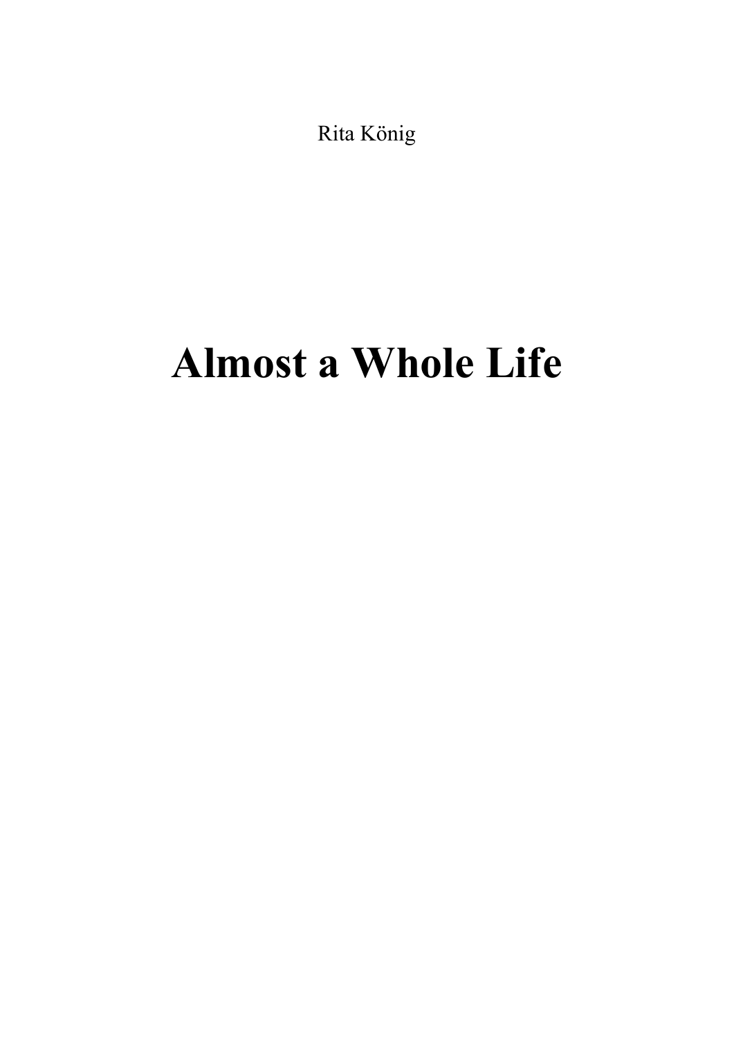Rita König

# Almost a Whole Life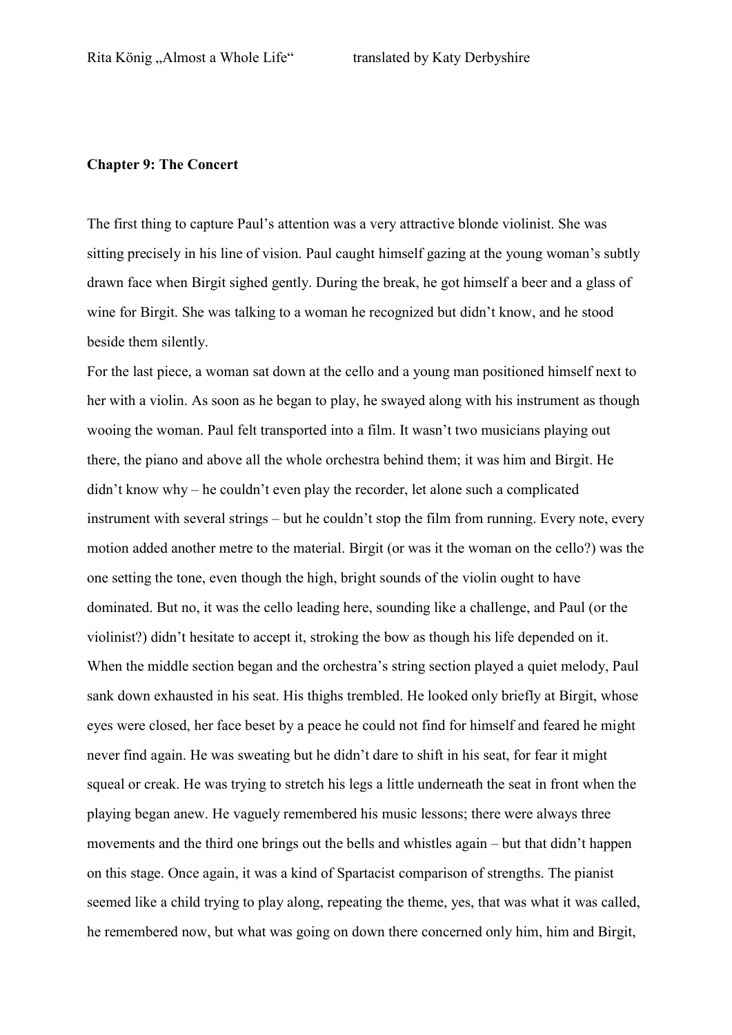## Chapter 9: The Concert

The first thing to capture Paul's attention was a very attractive blonde violinist. She was sitting precisely in his line of vision. Paul caught himself gazing at the young woman's subtly drawn face when Birgit sighed gently. During the break, he got himself a beer and a glass of wine for Birgit. She was talking to a woman he recognized but didn't know, and he stood beside them silently.

For the last piece, a woman sat down at the cello and a young man positioned himself next to her with a violin. As soon as he began to play, he swayed along with his instrument as though wooing the woman. Paul felt transported into a film. It wasn't two musicians playing out there, the piano and above all the whole orchestra behind them; it was him and Birgit. He didn't know why – he couldn't even play the recorder, let alone such a complicated instrument with several strings – but he couldn't stop the film from running. Every note, every motion added another metre to the material. Birgit (or was it the woman on the cello?) was the one setting the tone, even though the high, bright sounds of the violin ought to have dominated. But no, it was the cello leading here, sounding like a challenge, and Paul (or the violinist?) didn't hesitate to accept it, stroking the bow as though his life depended on it. When the middle section began and the orchestra's string section played a quiet melody, Paul sank down exhausted in his seat. His thighs trembled. He looked only briefly at Birgit, whose eyes were closed, her face beset by a peace he could not find for himself and feared he might never find again. He was sweating but he didn't dare to shift in his seat, for fear it might squeal or creak. He was trying to stretch his legs a little underneath the seat in front when the playing began anew. He vaguely remembered his music lessons; there were always three movements and the third one brings out the bells and whistles again – but that didn't happen on this stage. Once again, it was a kind of Spartacist comparison of strengths. The pianist seemed like a child trying to play along, repeating the theme, yes, that was what it was called, he remembered now, but what was going on down there concerned only him, him and Birgit,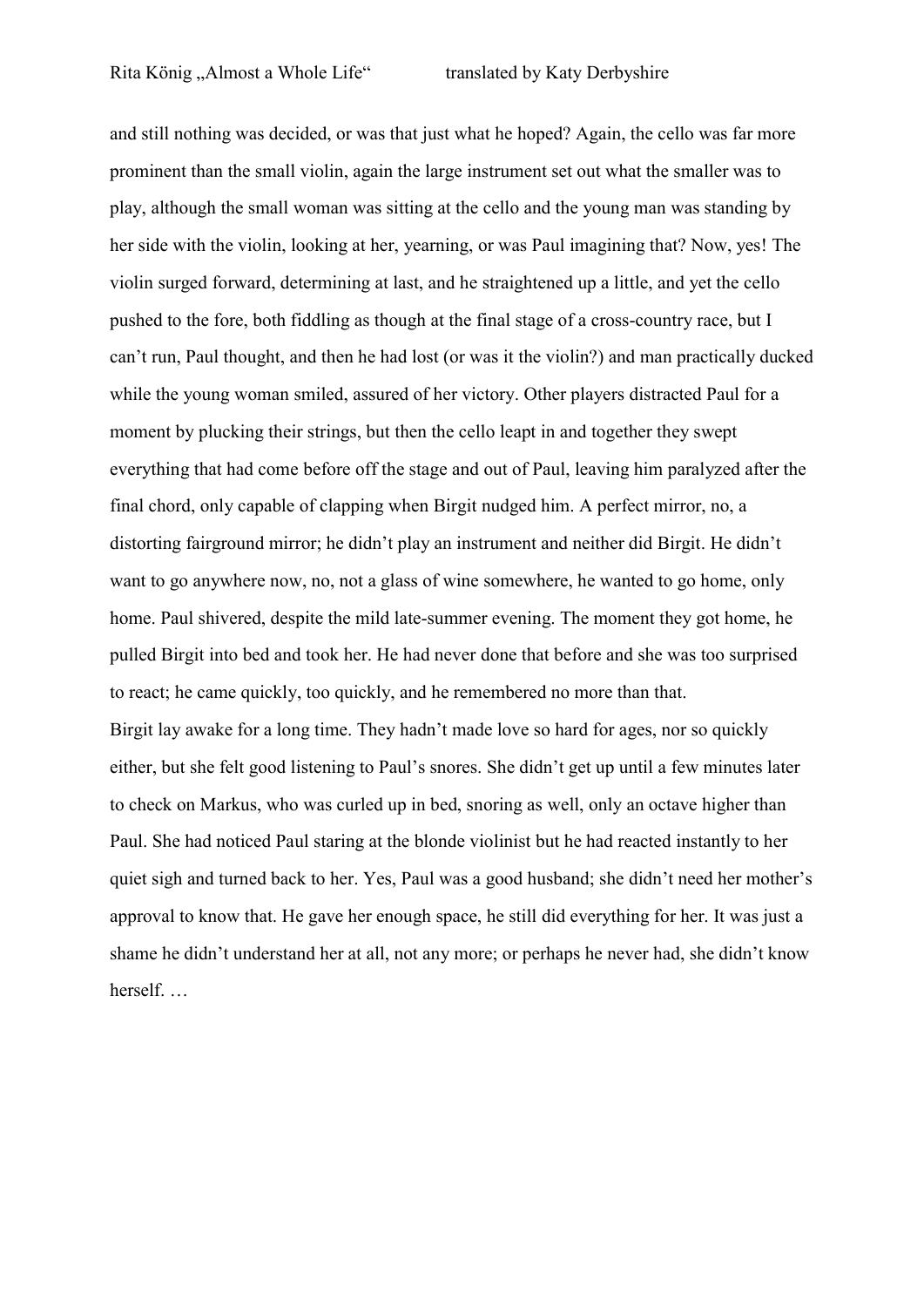and still nothing was decided, or was that just what he hoped? Again, the cello was far more prominent than the small violin, again the large instrument set out what the smaller was to play, although the small woman was sitting at the cello and the young man was standing by her side with the violin, looking at her, yearning, or was Paul imagining that? Now, yes! The violin surged forward, determining at last, and he straightened up a little, and yet the cello pushed to the fore, both fiddling as though at the final stage of a cross-country race, but I can't run, Paul thought, and then he had lost (or was it the violin?) and man practically ducked while the young woman smiled, assured of her victory. Other players distracted Paul for a moment by plucking their strings, but then the cello leapt in and together they swept everything that had come before off the stage and out of Paul, leaving him paralyzed after the final chord, only capable of clapping when Birgit nudged him. A perfect mirror, no, a distorting fairground mirror; he didn't play an instrument and neither did Birgit. He didn't want to go anywhere now, no, not a glass of wine somewhere, he wanted to go home, only home. Paul shivered, despite the mild late-summer evening. The moment they got home, he pulled Birgit into bed and took her. He had never done that before and she was too surprised to react; he came quickly, too quickly, and he remembered no more than that.

Birgit lay awake for a long time. They hadn't made love so hard for ages, nor so quickly either, but she felt good listening to Paul's snores. She didn't get up until a few minutes later to check on Markus, who was curled up in bed, snoring as well, only an octave higher than Paul. She had noticed Paul staring at the blonde violinist but he had reacted instantly to her quiet sigh and turned back to her. Yes, Paul was a good husband; she didn't need her mother's approval to know that. He gave her enough space, he still did everything for her. It was just a shame he didn't understand her at all, not any more; or perhaps he never had, she didn't know herself. …